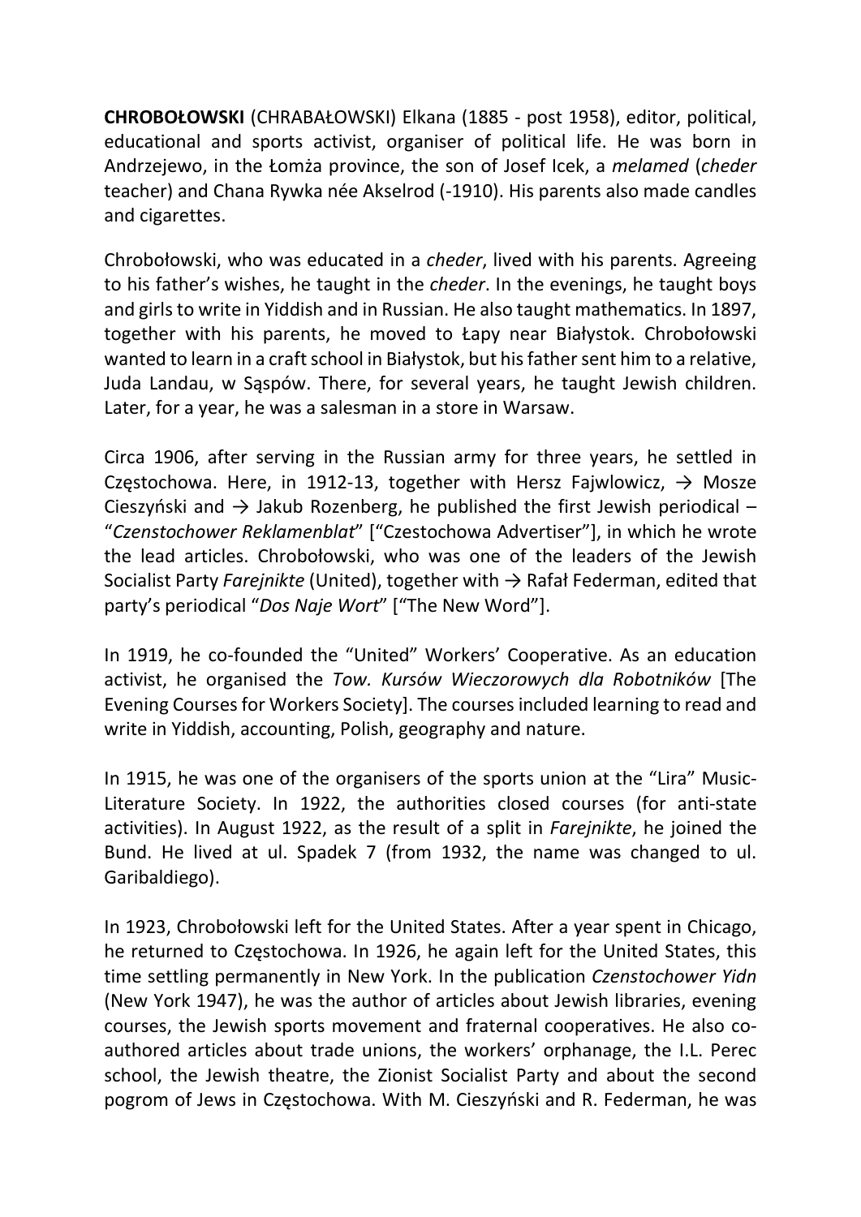**CHROBOŁOWSKI** (CHRABAŁOWSKI) Elkana (1885 - post 1958), editor, political, educational and sports activist, organiser of political life. He was born in Andrzejewo, in the Łomża province, the son of Josef Icek, a *melamed* (*cheder* teacher) and Chana Rywka née Akselrod (-1910). His parents also made candles and cigarettes.

Chrobołowski, who was educated in a *cheder*, lived with his parents. Agreeing to his father's wishes, he taught in the *cheder*. In the evenings, he taught boys and girls to write in Yiddish and in Russian. He also taught mathematics. In 1897, together with his parents, he moved to Łapy near Białystok. Chrobołowski wanted to learn in a craft school in Białystok, but his father sent him to a relative, Juda Landau, w Sąspów. There, for several years, he taught Jewish children. Later, for a year, he was a salesman in a store in Warsaw.

Circa 1906, after serving in the Russian army for three years, he settled in Częstochowa. Here, in 1912-13, together with Hersz Fajwlowicz, → Mosze Cieszyński and → Jakub Rozenberg, he published the first Jewish periodical – "*Czenstochower Reklamenblat*" ["Czestochowa Advertiser"], in which he wrote the lead articles. Chrobołowski, who was one of the leaders of the Jewish Socialist Party *Farejnikte* (United), together with → Rafał Federman, edited that party's periodical "*Dos Naje Wort*" ["The New Word"].

In 1919, he co-founded the "United" Workers' Cooperative. As an education activist, he organised the *Tow. Kursów Wieczorowych dla Robotników* [The Evening Courses for Workers Society]. The courses included learning to read and write in Yiddish, accounting, Polish, geography and nature.

In 1915, he was one of the organisers of the sports union at the "Lira" Music-Literature Society. In 1922, the authorities closed courses (for anti-state activities). In August 1922, as the result of a split in *Farejnikte*, he joined the Bund. He lived at ul. Spadek 7 (from 1932, the name was changed to ul. Garibaldiego).

In 1923, Chrobołowski left for the United States. After a year spent in Chicago, he returned to Częstochowa. In 1926, he again left for the United States, this time settling permanently in New York. In the publication *Czenstochower Yidn* (New York 1947), he was the author of articles about Jewish libraries, evening courses, the Jewish sports movement and fraternal cooperatives. He also co-authored articles about trade unions, the workers' orphanage, the I.L. Perec school, the Jewish theatre, the Zionist Socialist Party and about the second pogrom of Jews in Częstochowa. With M. Cieszyński and R. Federman, he was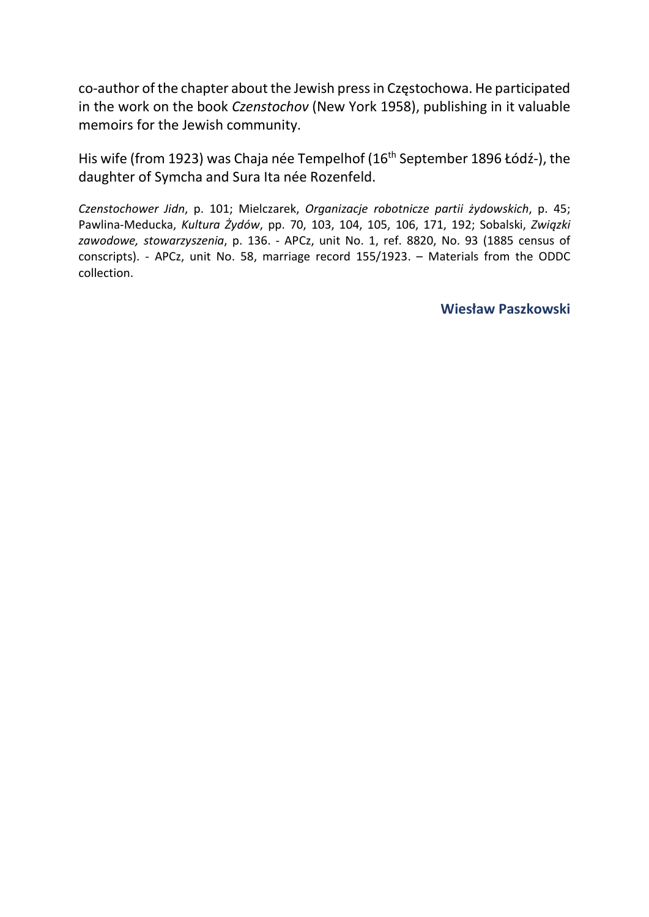co-author of the chapter about the Jewish press in Częstochowa. He participated in the work on the book *Czenstochov* (New York 1958), publishing in it valuable memoirs for the Jewish community.

His wife (from 1923) was Chaja née Tempelhof (16th September 1896 Łódź-), the daughter of Symcha and Sura Ita née Rozenfeld.

*Czenstochower Jidn*, p. 101; Mielczarek, *Organizacje robotnicze partii żydowskich*, p. 45; Pawlina-Meducka, *Kultura Żydów*, pp. 70, 103, 104, 105, 106, 171, 192; Sobalski, *Związki zawodowe, stowarzyszenia*, p. 136. - APCz, unit No. 1, ref. 8820, No. 93 (1885 census of conscripts). - APCz, unit No. 58, marriage record 155/1923. – Materials from the ODDC collection.

**Wiesław Paszkowski**